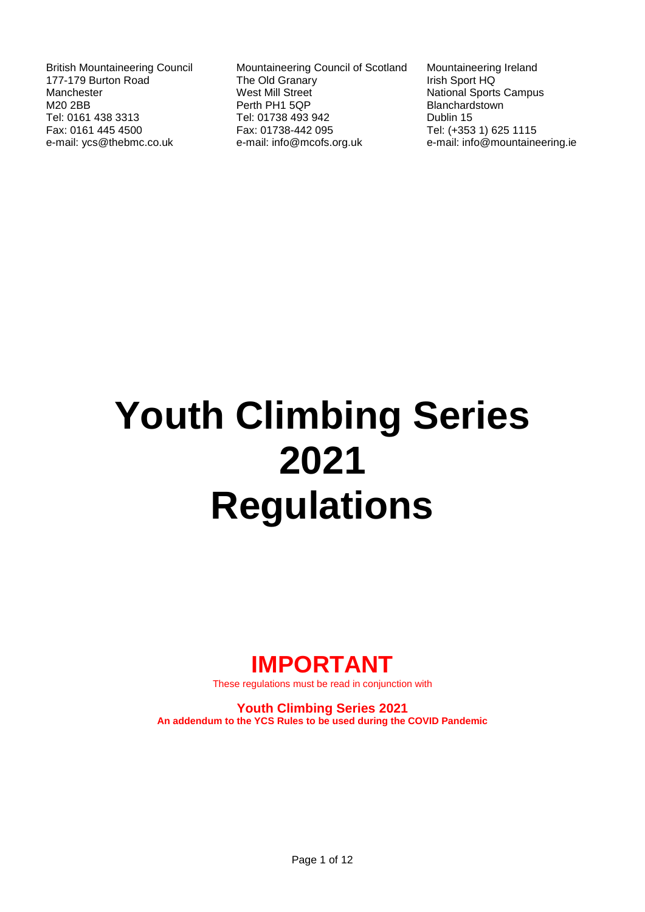British Mountaineering Council
177-179 Burton Road
Manchester
M20 2BB
Tel: 0161 438 3313
Fax: 0161 445 4500
e-mail: ycs@thebmc.co.uk

Mountaineering Council of Scotland
The Old Granary
West Mill Street
Perth PH1 5QP
Tel: 01738 493 942
Fax: 01738-442 095
e-mail: info@mcofs.org.uk

Mountaineering Ireland
Irish Sport HQ
National Sports Campus
Blanchardstown
Dublin 15
Tel: (+353 1) 625 1115
e-mail: info@mountaineering.ie

# Youth Climbing Series 2021 Regulations

## IMPORTANT

These regulations must be read in conjunction with

**Youth Climbing Series 2021**
**An addendum to the YCS Rules to be used during the COVID Pandemic**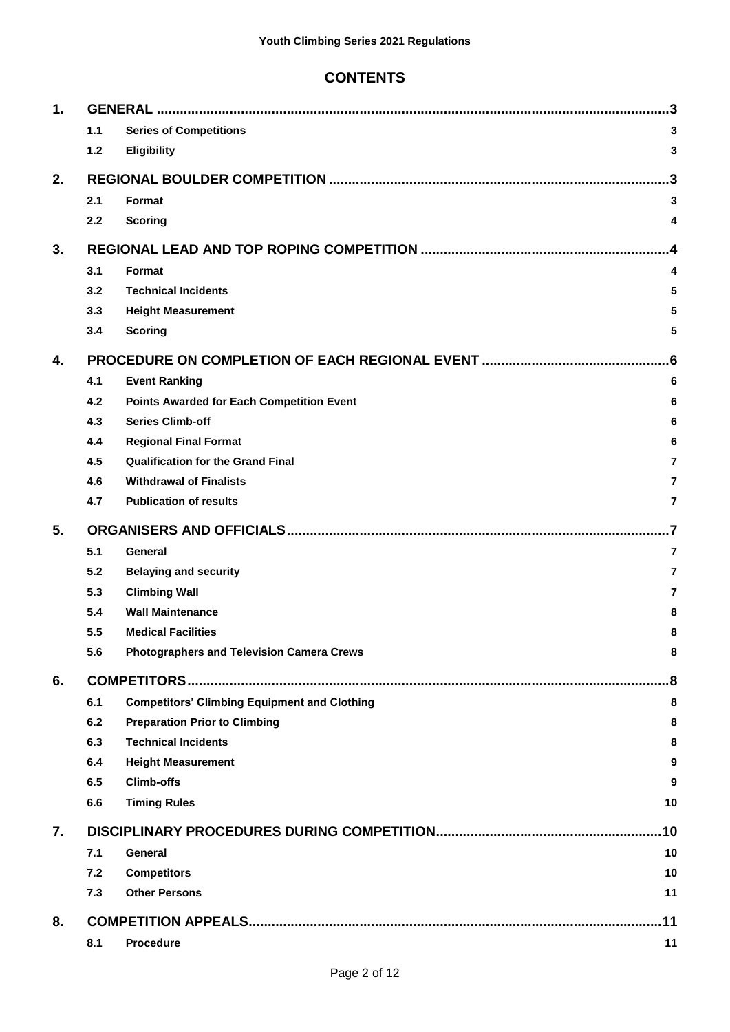## CONTENTS

| | | | |
|---|---|---|---|
| **1.** | **GENERAL** | | **3** |
| | 1.1 | **Series of Competitions** | **3** |
| | 1.2 | **Eligibility** | **3** |
| **2.** | **REGIONAL BOULDER COMPETITION** | | **3** |
| | 2.1 | **Format** | **3** |
| | 2.2 | **Scoring** | **4** |
| **3.** | **REGIONAL LEAD AND TOP ROPING COMPETITION** | | **4** |
| | 3.1 | **Format** | **4** |
| | 3.2 | **Technical Incidents** | **5** |
| | 3.3 | **Height Measurement** | **5** |
| | 3.4 | **Scoring** | **5** |
| **4.** | **PROCEDURE ON COMPLETION OF EACH REGIONAL EVENT** | | **6** |
| | 4.1 | **Event Ranking** | **6** |
| | 4.2 | **Points Awarded for Each Competition Event** | **6** |
| | 4.3 | **Series Climb-off** | **6** |
| | 4.4 | **Regional Final Format** | **6** |
| | 4.5 | **Qualification for the Grand Final** | **7** |
| | 4.6 | **Withdrawal of Finalists** | **7** |
| | 4.7 | **Publication of results** | **7** |
| **5.** | **ORGANISERS AND OFFICIALS** | | **7** |
| | 5.1 | **General** | **7** |
| | 5.2 | **Belaying and security** | **7** |
| | 5.3 | **Climbing Wall** | **7** |
| | 5.4 | **Wall Maintenance** | **8** |
| | 5.5 | **Medical Facilities** | **8** |
| | 5.6 | **Photographers and Television Camera Crews** | **8** |
| **6.** | **COMPETITORS** | | **8** |
| | 6.1 | **Competitors' Climbing Equipment and Clothing** | **8** |
| | 6.2 | **Preparation Prior to Climbing** | **8** |
| | 6.3 | **Technical Incidents** | **8** |
| | 6.4 | **Height Measurement** | **9** |
| | 6.5 | **Climb-offs** | **9** |
| | 6.6 | **Timing Rules** | **10** |
| **7.** | **DISCIPLINARY PROCEDURES DURING COMPETITION** | | **10** |
| | 7.1 | **General** | **10** |
| | 7.2 | **Competitors** | **10** |
| | 7.3 | **Other Persons** | **11** |
| **8.** | **COMPETITION APPEALS** | | **11** |
| | 8.1 | **Procedure** | **11** |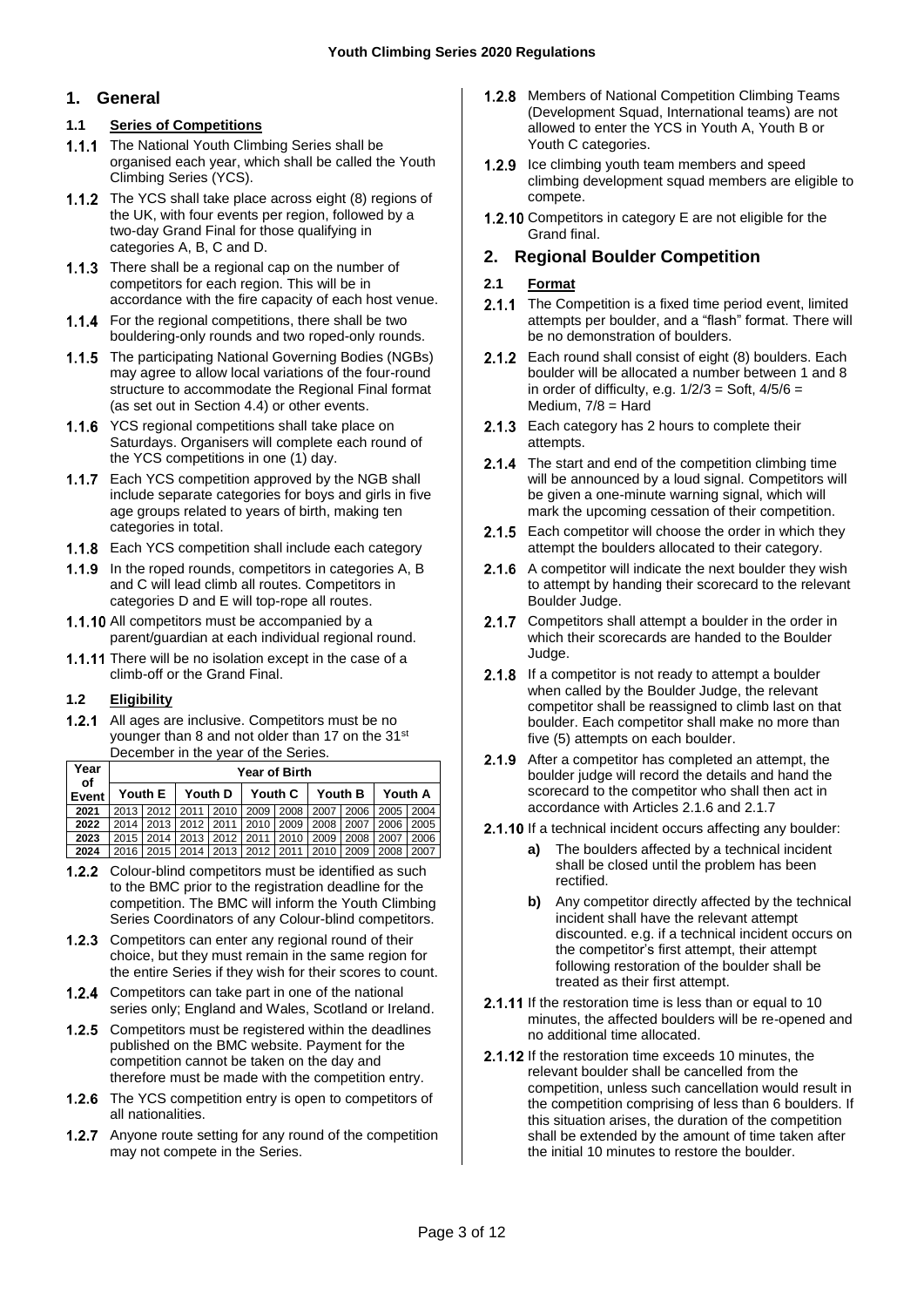# 1. General

### 1.1 Series of Competitions

**1.1.1** The National Youth Climbing Series shall be organised each year, which shall be called the Youth Climbing Series (YCS).

**1.1.2** The YCS shall take place across eight (8) regions of the UK, with four events per region, followed by a two-day Grand Final for those qualifying in categories A, B, C and D.

**1.1.3** There shall be a regional cap on the number of competitors for each region. This will be in accordance with the fire capacity of each host venue.

**1.1.4** For the regional competitions, there shall be two bouldering-only rounds and two roped-only rounds.

**1.1.5** The participating National Governing Bodies (NGBs) may agree to allow local variations of the four-round structure to accommodate the Regional Final format (as set out in Section 4.4) or other events.

**1.1.6** YCS regional competitions shall take place on Saturdays. Organisers will complete each round of the YCS competitions in one (1) day.

**1.1.7** Each YCS competition approved by the NGB shall include separate categories for boys and girls in five age groups related to years of birth, making ten categories in total.

**1.1.8** Each YCS competition shall include each category

**1.1.9** In the roped rounds, competitors in categories A, B and C will lead climb all routes. Competitors in categories D and E will top-rope all routes.

**1.1.10** All competitors must be accompanied by a parent/guardian at each individual regional round.

**1.1.11** There will be no isolation except in the case of a climb-off or the Grand Final.

### 1.2 Eligibility

**1.2.1** All ages are inclusive. Competitors must be no younger than 8 and not older than 17 on the 31st December in the year of the Series.

| Year of Event | Year of Birth | | | | | | | | | |
|---|---|---|---|---|---|---|---|---|---|---|
| | Youth E | | Youth D | | Youth C | | Youth B | | Youth A | |
| 2021 | 2013 | 2012 | 2011 | 2010 | 2009 | 2008 | 2007 | 2006 | 2005 | 2004 |
| 2022 | 2014 | 2013 | 2012 | 2011 | 2010 | 2009 | 2008 | 2007 | 2006 | 2005 |
| 2023 | 2015 | 2014 | 2013 | 2012 | 2011 | 2010 | 2009 | 2008 | 2007 | 2006 |
| 2024 | 2016 | 2015 | 2014 | 2013 | 2012 | 2011 | 2010 | 2009 | 2008 | 2007 |

**1.2.2** Colour-blind competitors must be identified as such to the BMC prior to the registration deadline for the competition. The BMC will inform the Youth Climbing Series Coordinators of any Colour-blind competitors.

**1.2.3** Competitors can enter any regional round of their choice, but they must remain in the same region for the entire Series if they wish for their scores to count.

**1.2.4** Competitors can take part in one of the national series only; England and Wales, Scotland or Ireland.

**1.2.5** Competitors must be registered within the deadlines published on the BMC website. Payment for the competition cannot be taken on the day and therefore must be made with the competition entry.

**1.2.6** The YCS competition entry is open to competitors of all nationalities.

**1.2.7** Anyone route setting for any round of the competition may not compete in the Series.

**1.2.8** Members of National Competition Climbing Teams (Development Squad, International teams) are not allowed to enter the YCS in Youth A, Youth B or Youth C categories.

**1.2.9** Ice climbing youth team members and speed climbing development squad members are eligible to compete.

**1.2.10** Competitors in category E are not eligible for the Grand final.

# 2. Regional Boulder Competition

### 2.1 Format

**2.1.1** The Competition is a fixed time period event, limited attempts per boulder, and a "flash" format. There will be no demonstration of boulders.

**2.1.2** Each round shall consist of eight (8) boulders. Each boulder will be allocated a number between 1 and 8 in order of difficulty, e.g. 1/2/3 = Soft, 4/5/6 = Medium, 7/8 = Hard

**2.1.3** Each category has 2 hours to complete their attempts.

**2.1.4** The start and end of the competition climbing time will be announced by a loud signal. Competitors will be given a one-minute warning signal, which will mark the upcoming cessation of their competition.

**2.1.5** Each competitor will choose the order in which they attempt the boulders allocated to their category.

**2.1.6** A competitor will indicate the next boulder they wish to attempt by handing their scorecard to the relevant Boulder Judge.

**2.1.7** Competitors shall attempt a boulder in the order in which their scorecards are handed to the Boulder Judge.

**2.1.8** If a competitor is not ready to attempt a boulder when called by the Boulder Judge, the relevant competitor shall be reassigned to climb last on that boulder. Each competitor shall make no more than five (5) attempts on each boulder.

**2.1.9** After a competitor has completed an attempt, the boulder judge will record the details and hand the scorecard to the competitor who shall then act in accordance with Articles 2.1.6 and 2.1.7

**2.1.10** If a technical incident occurs affecting any boulder:

- **a)** The boulders affected by a technical incident shall be closed until the problem has been rectified.
- **b)** Any competitor directly affected by the technical incident shall have the relevant attempt discounted. e.g. if a technical incident occurs on the competitor's first attempt, their attempt following restoration of the boulder shall be treated as their first attempt.

**2.1.11** If the restoration time is less than or equal to 10 minutes, the affected boulders will be re-opened and no additional time allocated.

**2.1.12** If the restoration time exceeds 10 minutes, the relevant boulder shall be cancelled from the competition, unless such cancellation would result in the competition comprising of less than 6 boulders. If this situation arises, the duration of the competition shall be extended by the amount of time taken after the initial 10 minutes to restore the boulder.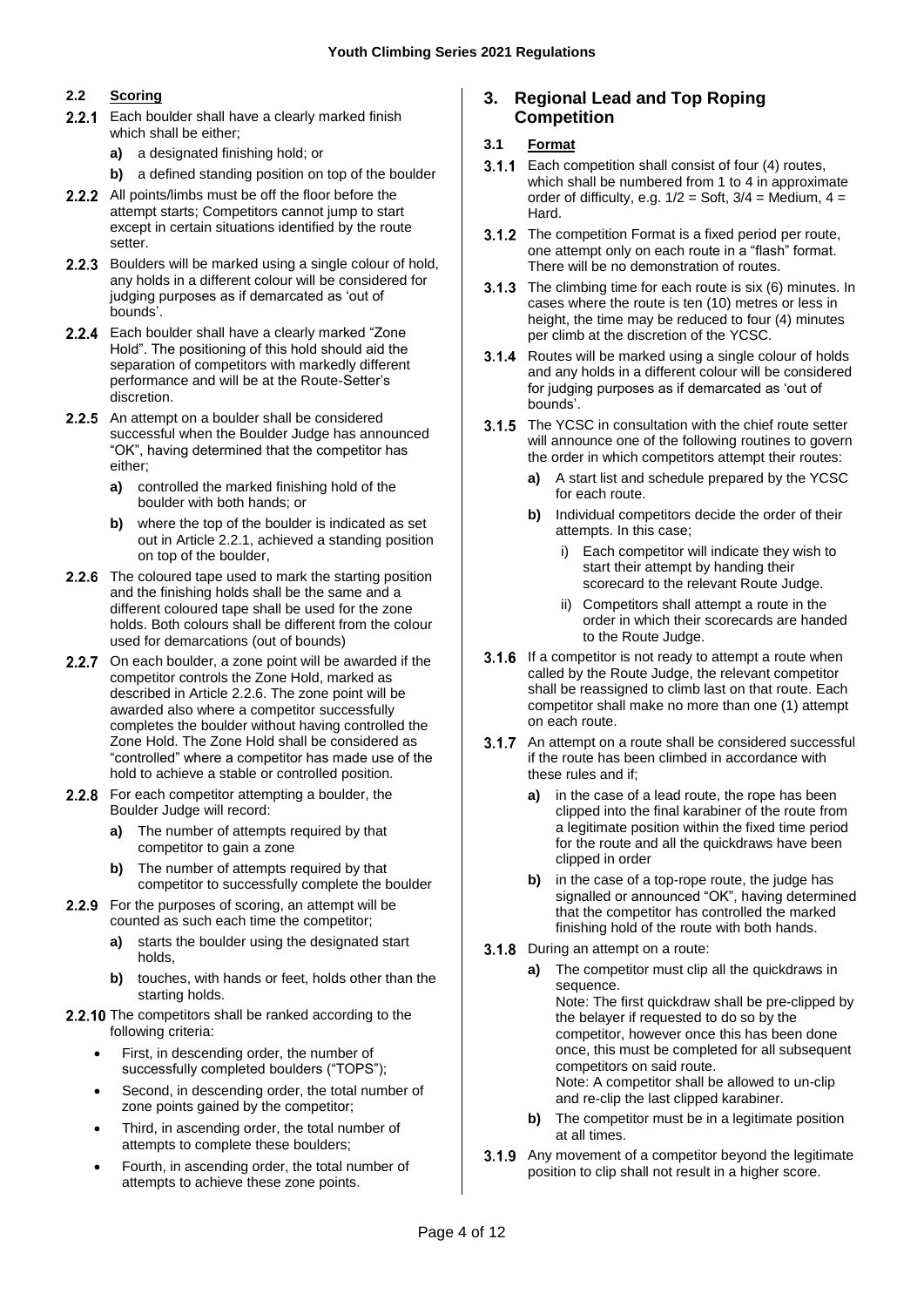### 2.2 Scoring

**2.2.1** Each boulder shall have a clearly marked finish which shall be either;

**a)** a designated finishing hold; or

**b)** a defined standing position on top of the boulder

**2.2.2** All points/limbs must be off the floor before the attempt starts; Competitors cannot jump to start except in certain situations identified by the route setter.

**2.2.3** Boulders will be marked using a single colour of hold, any holds in a different colour will be considered for judging purposes as if demarcated as 'out of bounds'.

**2.2.4** Each boulder shall have a clearly marked "Zone Hold". The positioning of this hold should aid the separation of competitors with markedly different performance and will be at the Route-Setter's discretion.

**2.2.5** An attempt on a boulder shall be considered successful when the Boulder Judge has announced "OK", having determined that the competitor has either;

**a)** controlled the marked finishing hold of the boulder with both hands; or

**b)** where the top of the boulder is indicated as set out in Article 2.2.1, achieved a standing position on top of the boulder,

**2.2.6** The coloured tape used to mark the starting position and the finishing holds shall be the same and a different coloured tape shall be used for the zone holds. Both colours shall be different from the colour used for demarcations (out of bounds)

**2.2.7** On each boulder, a zone point will be awarded if the competitor controls the Zone Hold, marked as described in Article 2.2.6. The zone point will be awarded also where a competitor successfully completes the boulder without having controlled the Zone Hold. The Zone Hold shall be considered as "controlled" where a competitor has made use of the hold to achieve a stable or controlled position.

**2.2.8** For each competitor attempting a boulder, the Boulder Judge will record:

**a)** The number of attempts required by that competitor to gain a zone

**b)** The number of attempts required by that competitor to successfully complete the boulder

**2.2.9** For the purposes of scoring, an attempt will be counted as such each time the competitor;

**a)** starts the boulder using the designated start holds,

**b)** touches, with hands or feet, holds other than the starting holds.

**2.2.10** The competitors shall be ranked according to the following criteria:

- First, in descending order, the number of successfully completed boulders ("TOPS");
- Second, in descending order, the total number of zone points gained by the competitor;
- Third, in ascending order, the total number of attempts to complete these boulders;
- Fourth, in ascending order, the total number of attempts to achieve these zone points.

## 3. Regional Lead and Top Roping Competition

### 3.1 Format

**3.1.1** Each competition shall consist of four (4) routes, which shall be numbered from 1 to 4 in approximate order of difficulty, e.g. 1/2 = Soft, 3/4 = Medium, 4 = Hard.

**3.1.2** The competition Format is a fixed period per route, one attempt only on each route in a "flash" format. There will be no demonstration of routes.

**3.1.3** The climbing time for each route is six (6) minutes. In cases where the route is ten (10) metres or less in height, the time may be reduced to four (4) minutes per climb at the discretion of the YCSC.

**3.1.4** Routes will be marked using a single colour of holds and any holds in a different colour will be considered for judging purposes as if demarcated as 'out of bounds'.

**3.1.5** The YCSC in consultation with the chief route setter will announce one of the following routines to govern the order in which competitors attempt their routes:

**a)** A start list and schedule prepared by the YCSC for each route.

**b)** Individual competitors decide the order of their attempts. In this case;

i) Each competitor will indicate they wish to start their attempt by handing their scorecard to the relevant Route Judge.

ii) Competitors shall attempt a route in the order in which their scorecards are handed to the Route Judge.

**3.1.6** If a competitor is not ready to attempt a route when called by the Route Judge, the relevant competitor shall be reassigned to climb last on that route. Each competitor shall make no more than one (1) attempt on each route.

**3.1.7** An attempt on a route shall be considered successful if the route has been climbed in accordance with these rules and if;

**a)** in the case of a lead route, the rope has been clipped into the final karabiner of the route from a legitimate position within the fixed time period for the route and all the quickdraws have been clipped in order

**b)** in the case of a top-rope route, the judge has signalled or announced "OK", having determined that the competitor has controlled the marked finishing hold of the route with both hands.

**3.1.8** During an attempt on a route:

**a)** The competitor must clip all the quickdraws in sequence.
Note: The first quickdraw shall be pre-clipped by the belayer if requested to do so by the competitor, however once this has been done once, this must be completed for all subsequent competitors on said route.
Note: A competitor shall be allowed to un-clip and re-clip the last clipped karabiner.

**b)** The competitor must be in a legitimate position at all times.

**3.1.9** Any movement of a competitor beyond the legitimate position to clip shall not result in a higher score.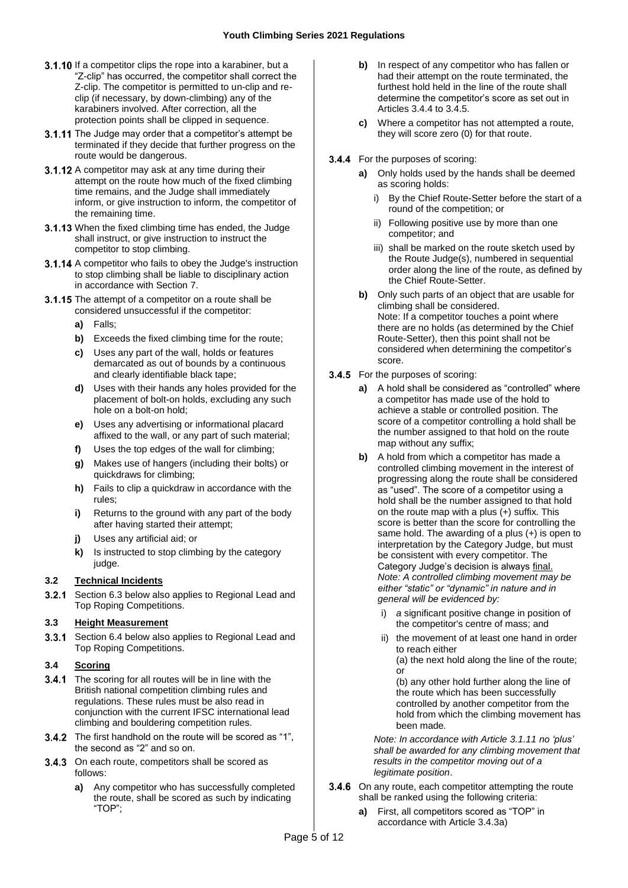**3.1.10** If a competitor clips the rope into a karabiner, but a "Z-clip" has occurred, the competitor shall correct the Z-clip. The competitor is permitted to un-clip and re-clip (if necessary, by down-climbing) any of the karabiners involved. After correction, all the protection points shall be clipped in sequence.

**3.1.11** The Judge may order that a competitor's attempt be terminated if they decide that further progress on the route would be dangerous.

**3.1.12** A competitor may ask at any time during their attempt on the route how much of the fixed climbing time remains, and the Judge shall immediately inform, or give instruction to inform, the competitor of the remaining time.

**3.1.13** When the fixed climbing time has ended, the Judge shall instruct, or give instruction to instruct the competitor to stop climbing.

**3.1.14** A competitor who fails to obey the Judge's instruction to stop climbing shall be liable to disciplinary action in accordance with Section 7.

**3.1.15** The attempt of a competitor on a route shall be considered unsuccessful if the competitor:

- **a)** Falls;
- **b)** Exceeds the fixed climbing time for the route;
- **c)** Uses any part of the wall, holds or features demarcated as out of bounds by a continuous and clearly identifiable black tape;
- **d)** Uses with their hands any holes provided for the placement of bolt-on holds, excluding any such hole on a bolt-on hold;
- **e)** Uses any advertising or informational placard affixed to the wall, or any part of such material;
- **f)** Uses the top edges of the wall for climbing;
- **g)** Makes use of hangers (including their bolts) or quickdraws for climbing;
- **h)** Fails to clip a quickdraw in accordance with the rules;
- **i)** Returns to the ground with any part of the body after having started their attempt;
- **j)** Uses any artificial aid; or
- **k)** Is instructed to stop climbing by the category judge.

## 3.2 Technical Incidents

**3.2.1** Section 6.3 below also applies to Regional Lead and Top Roping Competitions.

## 3.3 Height Measurement

**3.3.1** Section 6.4 below also applies to Regional Lead and Top Roping Competitions.

## 3.4 Scoring

**3.4.1** The scoring for all routes will be in line with the British national competition climbing rules and regulations. These rules must be also read in conjunction with the current IFSC international lead climbing and bouldering competition rules.

**3.4.2** The first handhold on the route will be scored as "1", the second as "2" and so on.

**3.4.3** On each route, competitors shall be scored as follows:

- **a)** Any competitor who has successfully completed the route, shall be scored as such by indicating "TOP";
- **b)** In respect of any competitor who has fallen or had their attempt on the route terminated, the furthest hold held in the line of the route shall determine the competitor's score as set out in Articles 3.4.4 to 3.4.5.
- **c)** Where a competitor has not attempted a route, they will score zero (0) for that route.

**3.4.4** For the purposes of scoring:

- **a)** Only holds used by the hands shall be deemed as scoring holds:
  - i) By the Chief Route-Setter before the start of a round of the competition; or
  - ii) Following positive use by more than one competitor; and
  - iii) shall be marked on the route sketch used by the Route Judge(s), numbered in sequential order along the line of the route, as defined by the Chief Route-Setter.
- **b)** Only such parts of an object that are usable for climbing shall be considered.
  Note: If a competitor touches a point where there are no holds (as determined by the Chief Route-Setter), then this point shall not be considered when determining the competitor's score.

**3.4.5** For the purposes of scoring:

- **a)** A hold shall be considered as "controlled" where a competitor has made use of the hold to achieve a stable or controlled position. The score of a competitor controlling a hold shall be the number assigned to that hold on the route map without any suffix;
- **b)** A hold from which a competitor has made a controlled climbing movement in the interest of progressing along the route shall be considered as "used". The score of a competitor using a hold shall be the number assigned to that hold on the route map with a plus (+) suffix. This score is better than the score for controlling the same hold. The awarding of a plus (+) is open to interpretation by the Category Judge, but must be consistent with every competitor. The Category Judge's decision is always final.
  *Note: A controlled climbing movement may be either "static" or "dynamic" in nature and in general will be evidenced by:*
  - i) *a* significant positive change in position of the competitor's centre of mass; and
  - ii) the movement of at least one hand in order to reach either
    (a) the next hold along the line of the route; or
    (b) any other hold further along the line of the route which has been successfully controlled by another competitor from the hold from which the climbing movement has been made.

  *Note: In accordance with Article 3.1.11 no 'plus' shall be awarded for any climbing movement that results in the competitor moving out of a legitimate position*.

**3.4.6** On any route, each competitor attempting the route shall be ranked using the following criteria:

- **a)** First, all competitors scored as "TOP" in accordance with Article 3.4.3a)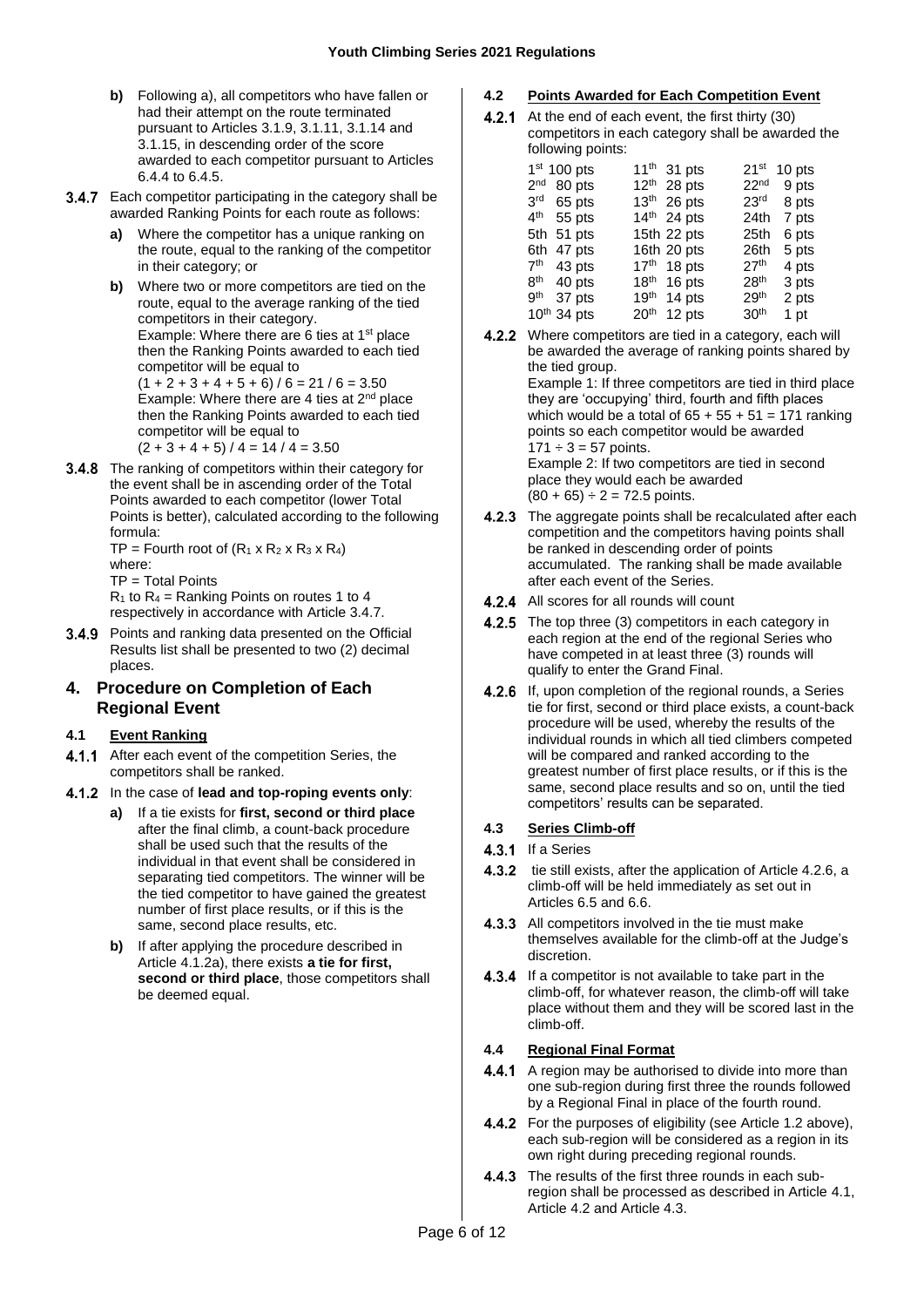**b)** Following a), all competitors who have fallen or had their attempt on the route terminated pursuant to Articles 3.1.9, 3.1.11, 3.1.14 and 3.1.15, in descending order of the score awarded to each competitor pursuant to Articles 6.4.4 to 6.4.5.

**3.4.7** Each competitor participating in the category shall be awarded Ranking Points for each route as follows:

**a)** Where the competitor has a unique ranking on the route, equal to the ranking of the competitor in their category; or

**b)** Where two or more competitors are tied on the route, equal to the average ranking of the tied competitors in their category.
Example: Where there are 6 ties at 1st place then the Ranking Points awarded to each tied competitor will be equal to
$(1 + 2 + 3 + 4 + 5 + 6) / 6 = 21 / 6 = 3.50$
Example: Where there are 4 ties at 2nd place then the Ranking Points awarded to each tied competitor will be equal to
$(2 + 3 + 4 + 5) / 4 = 14 / 4 = 3.50$

**3.4.8** The ranking of competitors within their category for the event shall be in ascending order of the Total Points awarded to each competitor (lower Total Points is better), calculated according to the following formula:
TP = Fourth root of $(R_1 \times R_2 \times R_3 \times R_4)$
where:
TP = Total Points
$R_1$ to $R_4$ = Ranking Points on routes 1 to 4 respectively in accordance with Article 3.4.7.

**3.4.9** Points and ranking data presented on the Official Results list shall be presented to two (2) decimal places.

## 4. Procedure on Completion of Each Regional Event

### 4.1 Event Ranking

**4.1.1** After each event of the competition Series, the competitors shall be ranked.

**4.1.2** In the case of **lead and top-roping events only**:

**a)** If a tie exists for **first, second or third place** after the final climb, a count-back procedure shall be used such that the results of the individual in that event shall be considered in separating tied competitors. The winner will be the tied competitor to have gained the greatest number of first place results, or if this is the same, second place results, etc.

**b)** If after applying the procedure described in Article 4.1.2a), there exists **a tie for first, second or third place**, those competitors shall be deemed equal.

### 4.2 Points Awarded for Each Competition Event

**4.2.1** At the end of each event, the first thirty (30) competitors in each category shall be awarded the following points:

| | | |
|---|---|---|
| 1st 100 pts | 11th 31 pts | 21st 10 pts |
| 2nd 80 pts | 12th 28 pts | 22nd 9 pts |
| 3rd 65 pts | 13th 26 pts | 23rd 8 pts |
| 4th 55 pts | 14th 24 pts | 24th 7 pts |
| 5th 51 pts | 15th 22 pts | 25th 6 pts |
| 6th 47 pts | 16th 20 pts | 26th 5 pts |
| 7th 43 pts | 17th 18 pts | 27th 4 pts |
| 8th 40 pts | 18th 16 pts | 28th 3 pts |
| 9th 37 pts | 19th 14 pts | 29th 2 pts |
| 10th 34 pts | 20th 12 pts | 30th 1 pt |

**4.2.2** Where competitors are tied in a category, each will be awarded the average of ranking points shared by the tied group.
Example 1: If three competitors are tied in third place they are 'occupying' third, fourth and fifth places which would be a total of $65 + 55 + 51 = 171$ ranking points so each competitor would be awarded $171 \div 3 = 57$ points.
Example 2: If two competitors are tied in second place they would each be awarded
$(80 + 65) \div 2 = 72.5$ points.

**4.2.3** The aggregate points shall be recalculated after each competition and the competitors having points shall be ranked in descending order of points accumulated. The ranking shall be made available after each event of the Series.

**4.2.4** All scores for all rounds will count

**4.2.5** The top three (3) competitors in each category in each region at the end of the regional Series who have competed in at least three (3) rounds will qualify to enter the Grand Final.

**4.2.6** If, upon completion of the regional rounds, a Series tie for first, second or third place exists, a count-back procedure will be used, whereby the results of the individual rounds in which all tied climbers competed will be compared and ranked according to the greatest number of first place results, or if this is the same, second place results and so on, until the tied competitors' results can be separated.

### 4.3 Series Climb-off

**4.3.1** If a Series

**4.3.2** tie still exists, after the application of Article 4.2.6, a climb-off will be held immediately as set out in Articles 6.5 and 6.6.

**4.3.3** All competitors involved in the tie must make themselves available for the climb-off at the Judge's discretion.

**4.3.4** If a competitor is not available to take part in the climb-off, for whatever reason, the climb-off will take place without them and they will be scored last in the climb-off.

### 4.4 Regional Final Format

**4.4.1** A region may be authorised to divide into more than one sub-region during first three the rounds followed by a Regional Final in place of the fourth round.

**4.4.2** For the purposes of eligibility (see Article 1.2 above), each sub-region will be considered as a region in its own right during preceding regional rounds.

**4.4.3** The results of the first three rounds in each sub-region shall be processed as described in Article 4.1, Article 4.2 and Article 4.3.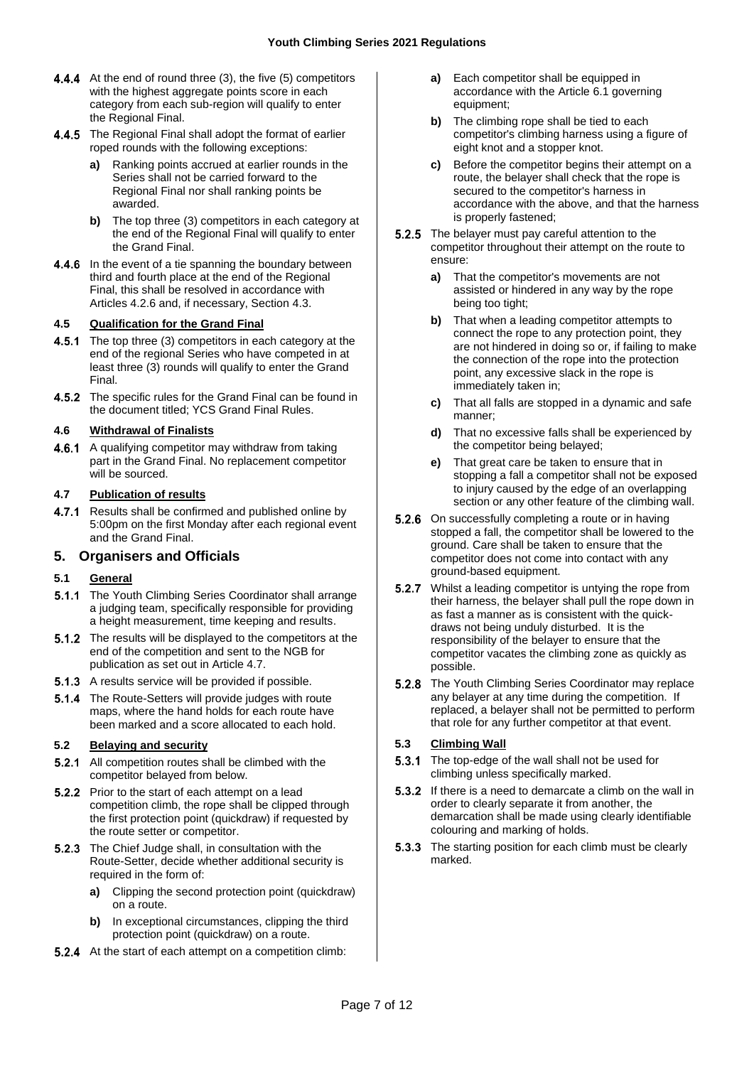**4.4.4** At the end of round three (3), the five (5) competitors with the highest aggregate points score in each category from each sub-region will qualify to enter the Regional Final.

**4.4.5** The Regional Final shall adopt the format of earlier roped rounds with the following exceptions:

- **a)** Ranking points accrued at earlier rounds in the Series shall not be carried forward to the Regional Final nor shall ranking points be awarded.
- **b)** The top three (3) competitors in each category at the end of the Regional Final will qualify to enter the Grand Final.

**4.4.6** In the event of a tie spanning the boundary between third and fourth place at the end of the Regional Final, this shall be resolved in accordance with Articles 4.2.6 and, if necessary, Section 4.3.

### 4.5 Qualification for the Grand Final

**4.5.1** The top three (3) competitors in each category at the end of the regional Series who have competed in at least three (3) rounds will qualify to enter the Grand Final.

**4.5.2** The specific rules for the Grand Final can be found in the document titled; YCS Grand Final Rules.

### 4.6 Withdrawal of Finalists

**4.6.1** A qualifying competitor may withdraw from taking part in the Grand Final. No replacement competitor will be sourced.

### 4.7 Publication of results

**4.7.1** Results shall be confirmed and published online by 5:00pm on the first Monday after each regional event and the Grand Final.

## 5. Organisers and Officials

### 5.1 General

**5.1.1** The Youth Climbing Series Coordinator shall arrange a judging team, specifically responsible for providing a height measurement, time keeping and results.

**5.1.2** The results will be displayed to the competitors at the end of the competition and sent to the NGB for publication as set out in Article 4.7.

**5.1.3** A results service will be provided if possible.

**5.1.4** The Route-Setters will provide judges with route maps, where the hand holds for each route have been marked and a score allocated to each hold.

### 5.2 Belaying and security

**5.2.1** All competition routes shall be climbed with the competitor belayed from below.

**5.2.2** Prior to the start of each attempt on a lead competition climb, the rope shall be clipped through the first protection point (quickdraw) if requested by the route setter or competitor.

**5.2.3** The Chief Judge shall, in consultation with the Route-Setter, decide whether additional security is required in the form of:

- **a)** Clipping the second protection point (quickdraw) on a route.
- **b)** In exceptional circumstances, clipping the third protection point (quickdraw) on a route.

**5.2.4** At the start of each attempt on a competition climb:

- **a)** Each competitor shall be equipped in accordance with the Article 6.1 governing equipment;
- **b)** The climbing rope shall be tied to each competitor's climbing harness using a figure of eight knot and a stopper knot.
- **c)** Before the competitor begins their attempt on a route, the belayer shall check that the rope is secured to the competitor's harness in accordance with the above, and that the harness is properly fastened;

**5.2.5** The belayer must pay careful attention to the competitor throughout their attempt on the route to ensure:

- **a)** That the competitor's movements are not assisted or hindered in any way by the rope being too tight;
- **b)** That when a leading competitor attempts to connect the rope to any protection point, they are not hindered in doing so or, if failing to make the connection of the rope into the protection point, any excessive slack in the rope is immediately taken in;
- **c)** That all falls are stopped in a dynamic and safe manner;
- **d)** That no excessive falls shall be experienced by the competitor being belayed;
- **e)** That great care be taken to ensure that in stopping a fall a competitor shall not be exposed to injury caused by the edge of an overlapping section or any other feature of the climbing wall.

**5.2.6** On successfully completing a route or in having stopped a fall, the competitor shall be lowered to the ground. Care shall be taken to ensure that the competitor does not come into contact with any ground-based equipment.

**5.2.7** Whilst a leading competitor is untying the rope from their harness, the belayer shall pull the rope down in as fast a manner as is consistent with the quick-draws not being unduly disturbed. It is the responsibility of the belayer to ensure that the competitor vacates the climbing zone as quickly as possible.

**5.2.8** The Youth Climbing Series Coordinator may replace any belayer at any time during the competition. If replaced, a belayer shall not be permitted to perform that role for any further competitor at that event.

### 5.3 Climbing Wall

**5.3.1** The top-edge of the wall shall not be used for climbing unless specifically marked.

**5.3.2** If there is a need to demarcate a climb on the wall in order to clearly separate it from another, the demarcation shall be made using clearly identifiable colouring and marking of holds.

**5.3.3** The starting position for each climb must be clearly marked.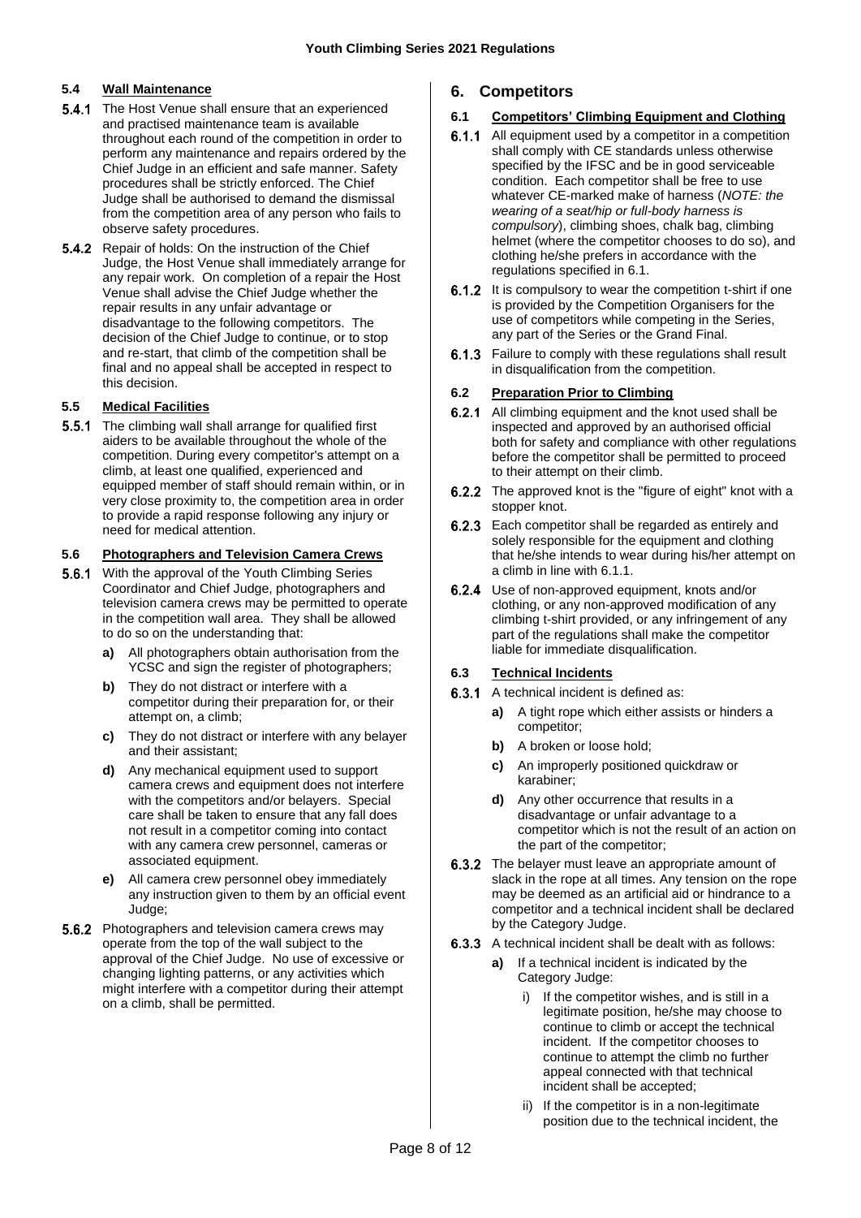### 5.4 Wall Maintenance

**5.4.1** The Host Venue shall ensure that an experienced and practised maintenance team is available throughout each round of the competition in order to perform any maintenance and repairs ordered by the Chief Judge in an efficient and safe manner. Safety procedures shall be strictly enforced. The Chief Judge shall be authorised to demand the dismissal from the competition area of any person who fails to observe safety procedures.

**5.4.2** Repair of holds: On the instruction of the Chief Judge, the Host Venue shall immediately arrange for any repair work. On completion of a repair the Host Venue shall advise the Chief Judge whether the repair results in any unfair advantage or disadvantage to the following competitors. The decision of the Chief Judge to continue, or to stop and re-start, that climb of the competition shall be final and no appeal shall be accepted in respect to this decision.

### 5.5 Medical Facilities

**5.5.1** The climbing wall shall arrange for qualified first aiders to be available throughout the whole of the competition. During every competitor's attempt on a climb, at least one qualified, experienced and equipped member of staff should remain within, or in very close proximity to, the competition area in order to provide a rapid response following any injury or need for medical attention.

### 5.6 Photographers and Television Camera Crews

**5.6.1** With the approval of the Youth Climbing Series Coordinator and Chief Judge, photographers and television camera crews may be permitted to operate in the competition wall area. They shall be allowed to do so on the understanding that:

- **a)** All photographers obtain authorisation from the YCSC and sign the register of photographers;
- **b)** They do not distract or interfere with a competitor during their preparation for, or their attempt on, a climb;
- **c)** They do not distract or interfere with any belayer and their assistant;
- **d)** Any mechanical equipment used to support camera crews and equipment does not interfere with the competitors and/or belayers. Special care shall be taken to ensure that any fall does not result in a competitor coming into contact with any camera crew personnel, cameras or associated equipment.
- **e)** All camera crew personnel obey immediately any instruction given to them by an official event Judge;

**5.6.2** Photographers and television camera crews may operate from the top of the wall subject to the approval of the Chief Judge. No use of excessive or changing lighting patterns, or any activities which might interfere with a competitor during their attempt on a climb, shall be permitted.

## 6. Competitors

### 6.1 Competitors' Climbing Equipment and Clothing

**6.1.1** All equipment used by a competitor in a competition shall comply with CE standards unless otherwise specified by the IFSC and be in good serviceable condition. Each competitor shall be free to use whatever CE-marked make of harness (*NOTE: the wearing of a seat/hip or full-body harness is compulsory*), climbing shoes, chalk bag, climbing helmet (where the competitor chooses to do so), and clothing he/she prefers in accordance with the regulations specified in 6.1.

**6.1.2** It is compulsory to wear the competition t-shirt if one is provided by the Competition Organisers for the use of competitors while competing in the Series, any part of the Series or the Grand Final.

**6.1.3** Failure to comply with these regulations shall result in disqualification from the competition.

### 6.2 Preparation Prior to Climbing

**6.2.1** All climbing equipment and the knot used shall be inspected and approved by an authorised official both for safety and compliance with other regulations before the competitor shall be permitted to proceed to their attempt on their climb.

**6.2.2** The approved knot is the "figure of eight" knot with a stopper knot.

**6.2.3** Each competitor shall be regarded as entirely and solely responsible for the equipment and clothing that he/she intends to wear during his/her attempt on a climb in line with 6.1.1.

**6.2.4** Use of non-approved equipment, knots and/or clothing, or any non-approved modification of any climbing t-shirt provided, or any infringement of any part of the regulations shall make the competitor liable for immediate disqualification.

### 6.3 Technical Incidents

**6.3.1** A technical incident is defined as:

- **a)** A tight rope which either assists or hinders a competitor;
- **b)** A broken or loose hold;
- **c)** An improperly positioned quickdraw or karabiner;
- **d)** Any other occurrence that results in a disadvantage or unfair advantage to a competitor which is not the result of an action on the part of the competitor;

**6.3.2** The belayer must leave an appropriate amount of slack in the rope at all times. Any tension on the rope may be deemed as an artificial aid or hindrance to a competitor and a technical incident shall be declared by the Category Judge.

**6.3.3** A technical incident shall be dealt with as follows:

- **a)** If a technical incident is indicated by the Category Judge:
  - i) If the competitor wishes, and is still in a legitimate position, he/she may choose to continue to climb or accept the technical incident. If the competitor chooses to continue to attempt the climb no further appeal connected with that technical incident shall be accepted;
  - ii) If the competitor is in a non-legitimate position due to the technical incident, the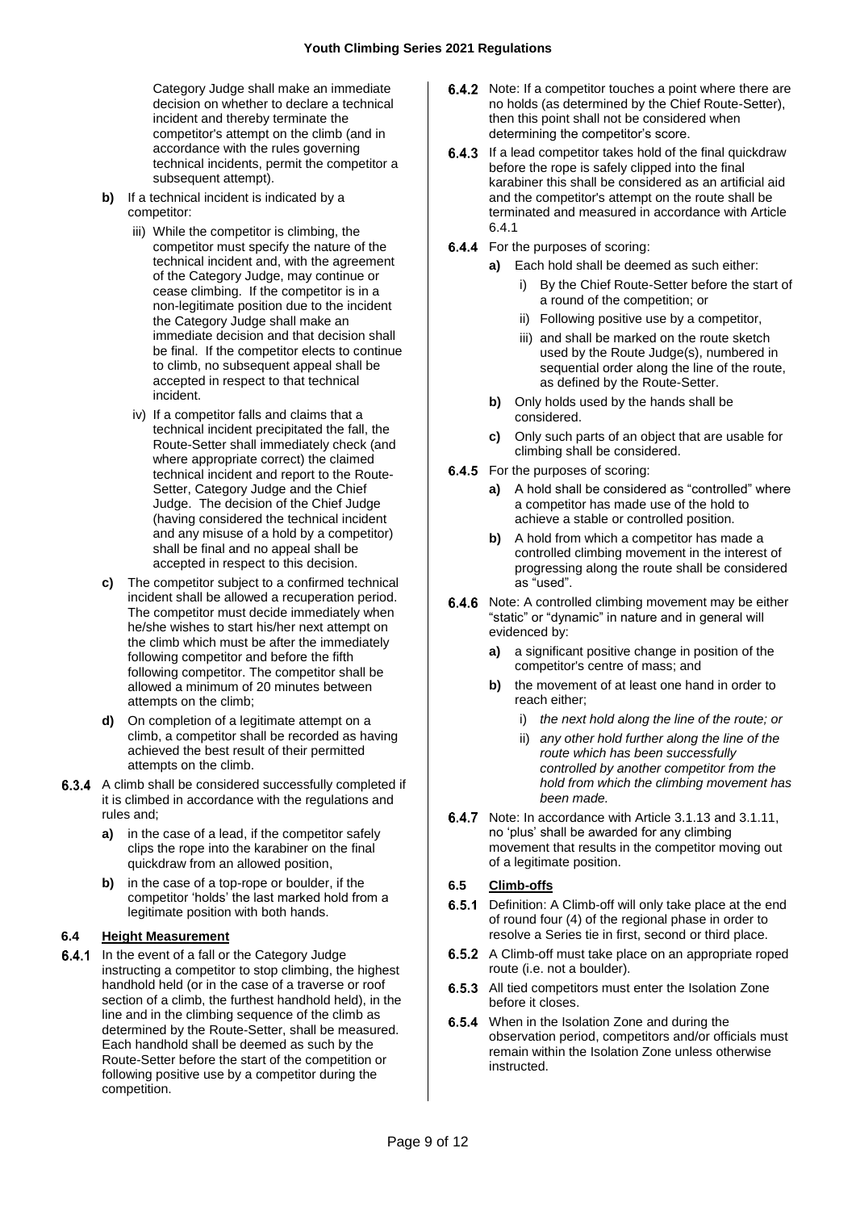Category Judge shall make an immediate decision on whether to declare a technical incident and thereby terminate the competitor's attempt on the climb (and in accordance with the rules governing technical incidents, permit the competitor a subsequent attempt).

**b)** If a technical incident is indicated by a competitor:

iii) While the competitor is climbing, the competitor must specify the nature of the technical incident and, with the agreement of the Category Judge, may continue or cease climbing. If the competitor is in a non-legitimate position due to the incident the Category Judge shall make an immediate decision and that decision shall be final. If the competitor elects to continue to climb, no subsequent appeal shall be accepted in respect to that technical incident.

iv) If a competitor falls and claims that a technical incident precipitated the fall, the Route-Setter shall immediately check (and where appropriate correct) the claimed technical incident and report to the Route-Setter, Category Judge and the Chief Judge. The decision of the Chief Judge (having considered the technical incident and any misuse of a hold by a competitor) shall be final and no appeal shall be accepted in respect to this decision.

**c)** The competitor subject to a confirmed technical incident shall be allowed a recuperation period. The competitor must decide immediately when he/she wishes to start his/her next attempt on the climb which must be after the immediately following competitor and before the fifth following competitor. The competitor shall be allowed a minimum of 20 minutes between attempts on the climb;

**d)** On completion of a legitimate attempt on a climb, a competitor shall be recorded as having achieved the best result of their permitted attempts on the climb.

**6.3.4** A climb shall be considered successfully completed if it is climbed in accordance with the regulations and rules and;

**a)** in the case of a lead, if the competitor safely clips the rope into the karabiner on the final quickdraw from an allowed position,

**b)** in the case of a top-rope or boulder, if the competitor 'holds' the last marked hold from a legitimate position with both hands.

### 6.4 Height Measurement

**6.4.1** In the event of a fall or the Category Judge instructing a competitor to stop climbing, the highest handhold held (or in the case of a traverse or roof section of a climb, the furthest handhold held), in the line and in the climbing sequence of the climb as determined by the Route-Setter, shall be measured. Each handhold shall be deemed as such by the Route-Setter before the start of the competition or following positive use by a competitor during the competition.

**6.4.2** Note: If a competitor touches a point where there are no holds (as determined by the Chief Route-Setter), then this point shall not be considered when determining the competitor's score.

**6.4.3** If a lead competitor takes hold of the final quickdraw before the rope is safely clipped into the final karabiner this shall be considered as an artificial aid and the competitor's attempt on the route shall be terminated and measured in accordance with Article 6.4.1

**6.4.4** For the purposes of scoring:

**a)** Each hold shall be deemed as such either:

i) By the Chief Route-Setter before the start of a round of the competition; or

ii) Following positive use by a competitor,

iii) and shall be marked on the route sketch used by the Route Judge(s), numbered in sequential order along the line of the route, as defined by the Route-Setter.

**b)** Only holds used by the hands shall be considered.

**c)** Only such parts of an object that are usable for climbing shall be considered.

**6.4.5** For the purposes of scoring:

**a)** A hold shall be considered as "controlled" where a competitor has made use of the hold to achieve a stable or controlled position.

**b)** A hold from which a competitor has made a controlled climbing movement in the interest of progressing along the route shall be considered as "used".

**6.4.6** Note: A controlled climbing movement may be either "static" or "dynamic" in nature and in general will evidenced by:

**a)** a significant positive change in position of the competitor's centre of mass; and

**b)** the movement of at least one hand in order to reach either;

i) *the next hold along the line of the route; or*

ii) *any other hold further along the line of the route which has been successfully controlled by another competitor from the hold from which the climbing movement has been made.*

**6.4.7** Note: In accordance with Article 3.1.13 and 3.1.11, no 'plus' shall be awarded for any climbing movement that results in the competitor moving out of a legitimate position.

### 6.5 Climb-offs

**6.5.1** Definition: A Climb-off will only take place at the end of round four (4) of the regional phase in order to resolve a Series tie in first, second or third place.

**6.5.2** A Climb-off must take place on an appropriate roped route (i.e. not a boulder).

**6.5.3** All tied competitors must enter the Isolation Zone before it closes.

**6.5.4** When in the Isolation Zone and during the observation period, competitors and/or officials must remain within the Isolation Zone unless otherwise instructed.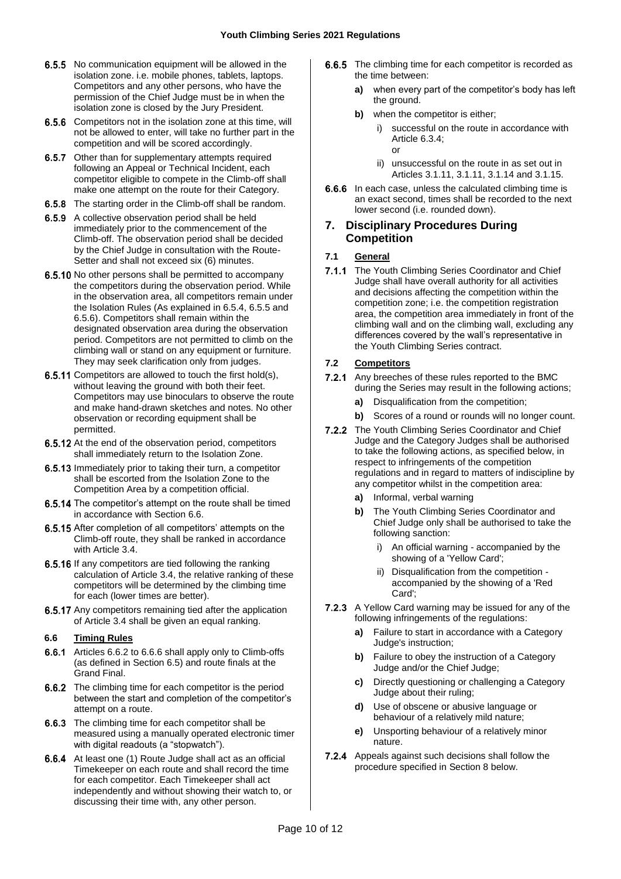6.5.5 No communication equipment will be allowed in the isolation zone. i.e. mobile phones, tablets, laptops. Competitors and any other persons, who have the permission of the Chief Judge must be in when the isolation zone is closed by the Jury President.

6.5.6 Competitors not in the isolation zone at this time, will not be allowed to enter, will take no further part in the competition and will be scored accordingly.

6.5.7 Other than for supplementary attempts required following an Appeal or Technical Incident, each competitor eligible to compete in the Climb-off shall make one attempt on the route for their Category.

6.5.8 The starting order in the Climb-off shall be random.

6.5.9 A collective observation period shall be held immediately prior to the commencement of the Climb-off. The observation period shall be decided by the Chief Judge in consultation with the Route-Setter and shall not exceed six (6) minutes.

6.5.10 No other persons shall be permitted to accompany the competitors during the observation period. While in the observation area, all competitors remain under the Isolation Rules (As explained in 6.5.4, 6.5.5 and 6.5.6). Competitors shall remain within the designated observation area during the observation period. Competitors are not permitted to climb on the climbing wall or stand on any equipment or furniture. They may seek clarification only from judges.

6.5.11 Competitors are allowed to touch the first hold(s), without leaving the ground with both their feet. Competitors may use binoculars to observe the route and make hand-drawn sketches and notes. No other observation or recording equipment shall be permitted.

6.5.12 At the end of the observation period, competitors shall immediately return to the Isolation Zone.

6.5.13 Immediately prior to taking their turn, a competitor shall be escorted from the Isolation Zone to the Competition Area by a competition official.

6.5.14 The competitor's attempt on the route shall be timed in accordance with Section 6.6.

6.5.15 After completion of all competitors' attempts on the Climb-off route, they shall be ranked in accordance with Article 3.4.

6.5.16 If any competitors are tied following the ranking calculation of Article 3.4, the relative ranking of these competitors will be determined by the climbing time for each (lower times are better).

6.5.17 Any competitors remaining tied after the application of Article 3.4 shall be given an equal ranking.

### 6.6 Timing Rules

6.6.1 Articles 6.6.2 to 6.6.6 shall apply only to Climb-offs (as defined in Section 6.5) and route finals at the Grand Final.

6.6.2 The climbing time for each competitor is the period between the start and completion of the competitor's attempt on a route.

6.6.3 The climbing time for each competitor shall be measured using a manually operated electronic timer with digital readouts (a "stopwatch").

6.6.4 At least one (1) Route Judge shall act as an official Timekeeper on each route and shall record the time for each competitor. Each Timekeeper shall act independently and without showing their watch to, or discussing their time with, any other person.

6.6.5 The climbing time for each competitor is recorded as the time between:

- **a)** when every part of the competitor's body has left the ground.
- **b)** when the competitor is either;
  - i) successful on the route in accordance with Article 6.3.4; or
  - ii) unsuccessful on the route in as set out in Articles 3.1.11, 3.1.11, 3.1.14 and 3.1.15.

6.6.6 In each case, unless the calculated climbing time is an exact second, times shall be recorded to the next lower second (i.e. rounded down).

## 7. Disciplinary Procedures During Competition

### 7.1 General

7.1.1 The Youth Climbing Series Coordinator and Chief Judge shall have overall authority for all activities and decisions affecting the competition within the competition zone; i.e. the competition registration area, the competition area immediately in front of the climbing wall and on the climbing wall, excluding any differences covered by the wall's representative in the Youth Climbing Series contract.

### 7.2 Competitors

7.2.1 Any breeches of these rules reported to the BMC during the Series may result in the following actions;

- **a)** Disqualification from the competition;
- **b)** Scores of a round or rounds will no longer count.

7.2.2 The Youth Climbing Series Coordinator and Chief Judge and the Category Judges shall be authorised to take the following actions, as specified below, in respect to infringements of the competition regulations and in regard to matters of indiscipline by any competitor whilst in the competition area:

- **a)** Informal, verbal warning
- **b)** The Youth Climbing Series Coordinator and Chief Judge only shall be authorised to take the following sanction:
  - i) An official warning - accompanied by the showing of a 'Yellow Card';
  - ii) Disqualification from the competition - accompanied by the showing of a 'Red Card';

7.2.3 A Yellow Card warning may be issued for any of the following infringements of the regulations:

- **a)** Failure to start in accordance with a Category Judge's instruction;
- **b)** Failure to obey the instruction of a Category Judge and/or the Chief Judge;
- **c)** Directly questioning or challenging a Category Judge about their ruling;
- **d)** Use of obscene or abusive language or behaviour of a relatively mild nature;
- **e)** Unsporting behaviour of a relatively minor nature.

7.2.4 Appeals against such decisions shall follow the procedure specified in Section 8 below.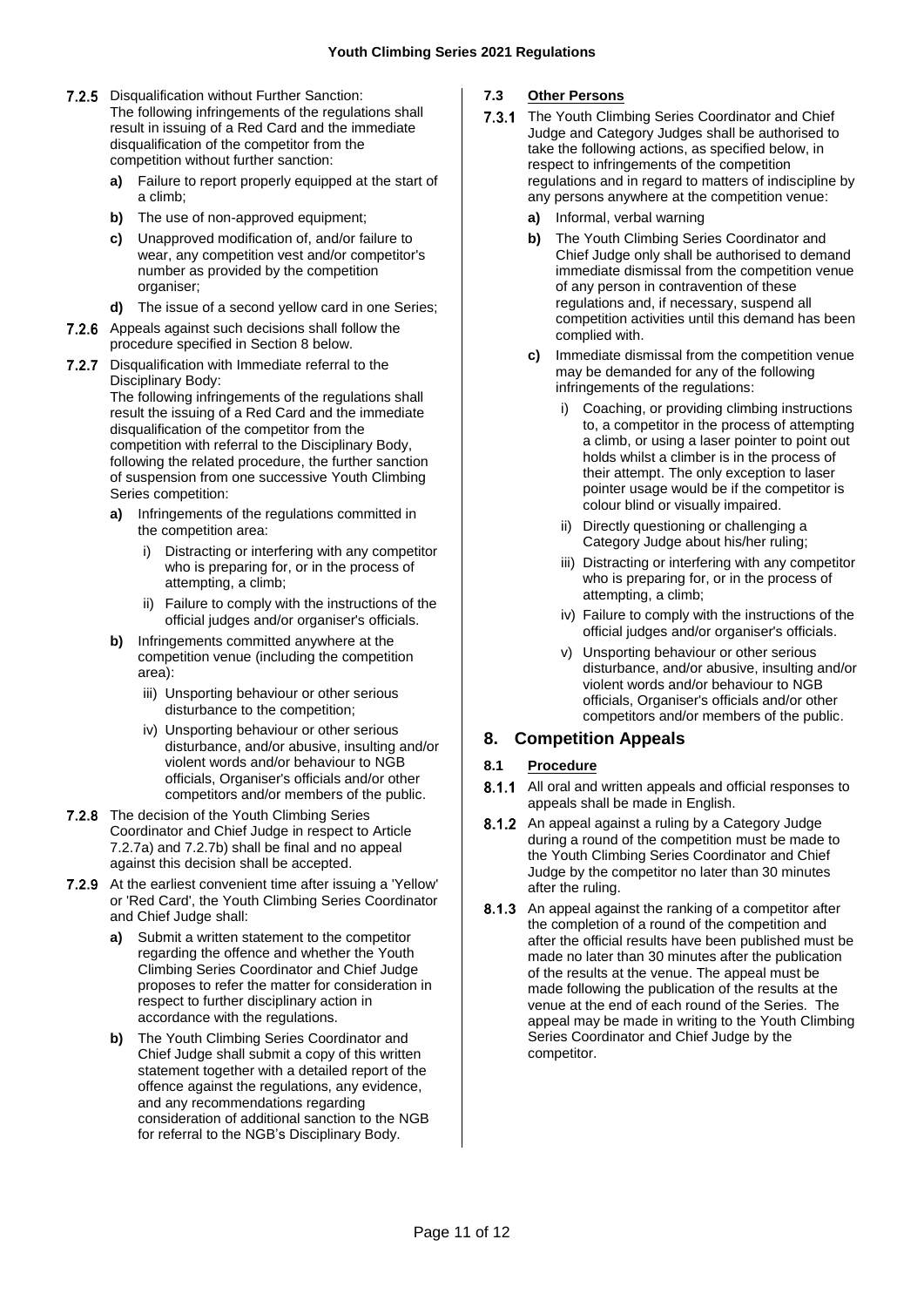7.2.5 Disqualification without Further Sanction:
The following infringements of the regulations shall result in issuing of a Red Card and the immediate disqualification of the competitor from the competition without further sanction:

- **a)** Failure to report properly equipped at the start of a climb;
- **b)** The use of non-approved equipment;
- **c)** Unapproved modification of, and/or failure to wear, any competition vest and/or competitor's number as provided by the competition organiser;
- **d)** The issue of a second yellow card in one Series;

7.2.6 Appeals against such decisions shall follow the procedure specified in Section 8 below.

7.2.7 Disqualification with Immediate referral to the Disciplinary Body:
The following infringements of the regulations shall result the issuing of a Red Card and the immediate disqualification of the competitor from the competition with referral to the Disciplinary Body, following the related procedure, the further sanction of suspension from one successive Youth Climbing Series competition:

- **a)** Infringements of the regulations committed in the competition area:
    - i) Distracting or interfering with any competitor who is preparing for, or in the process of attempting, a climb;
    - ii) Failure to comply with the instructions of the official judges and/or organiser's officials.
- **b)** Infringements committed anywhere at the competition venue (including the competition area):
    - iii) Unsporting behaviour or other serious disturbance to the competition;
    - iv) Unsporting behaviour or other serious disturbance, and/or abusive, insulting and/or violent words and/or behaviour to NGB officials, Organiser's officials and/or other competitors and/or members of the public.

7.2.8 The decision of the Youth Climbing Series Coordinator and Chief Judge in respect to Article 7.2.7a) and 7.2.7b) shall be final and no appeal against this decision shall be accepted.

7.2.9 At the earliest convenient time after issuing a 'Yellow' or 'Red Card', the Youth Climbing Series Coordinator and Chief Judge shall:

- **a)** Submit a written statement to the competitor regarding the offence and whether the Youth Climbing Series Coordinator and Chief Judge proposes to refer the matter for consideration in respect to further disciplinary action in accordance with the regulations.
- **b)** The Youth Climbing Series Coordinator and Chief Judge shall submit a copy of this written statement together with a detailed report of the offence against the regulations, any evidence, and any recommendations regarding consideration of additional sanction to the NGB for referral to the NGB's Disciplinary Body.

### 7.3 Other Persons

7.3.1 The Youth Climbing Series Coordinator and Chief Judge and Category Judges shall be authorised to take the following actions, as specified below, in respect to infringements of the competition regulations and in regard to matters of indiscipline by any persons anywhere at the competition venue:

- **a)** Informal, verbal warning
- **b)** The Youth Climbing Series Coordinator and Chief Judge only shall be authorised to demand immediate dismissal from the competition venue of any person in contravention of these regulations and, if necessary, suspend all competition activities until this demand has been complied with.
- **c)** Immediate dismissal from the competition venue may be demanded for any of the following infringements of the regulations:
    - i) Coaching, or providing climbing instructions to, a competitor in the process of attempting a climb, or using a laser pointer to point out holds whilst a climber is in the process of their attempt. The only exception to laser pointer usage would be if the competitor is colour blind or visually impaired.
    - ii) Directly questioning or challenging a Category Judge about his/her ruling;
    - iii) Distracting or interfering with any competitor who is preparing for, or in the process of attempting, a climb;
    - iv) Failure to comply with the instructions of the official judges and/or organiser's officials.
    - v) Unsporting behaviour or other serious disturbance, and/or abusive, insulting and/or violent words and/or behaviour to NGB officials, Organiser's officials and/or other competitors and/or members of the public.

## 8. Competition Appeals

### 8.1 Procedure

8.1.1 All oral and written appeals and official responses to appeals shall be made in English.

8.1.2 An appeal against a ruling by a Category Judge during a round of the competition must be made to the Youth Climbing Series Coordinator and Chief Judge by the competitor no later than 30 minutes after the ruling.

8.1.3 An appeal against the ranking of a competitor after the completion of a round of the competition and after the official results have been published must be made no later than 30 minutes after the publication of the results at the venue. The appeal must be made following the publication of the results at the venue at the end of each round of the Series. The appeal may be made in writing to the Youth Climbing Series Coordinator and Chief Judge by the competitor.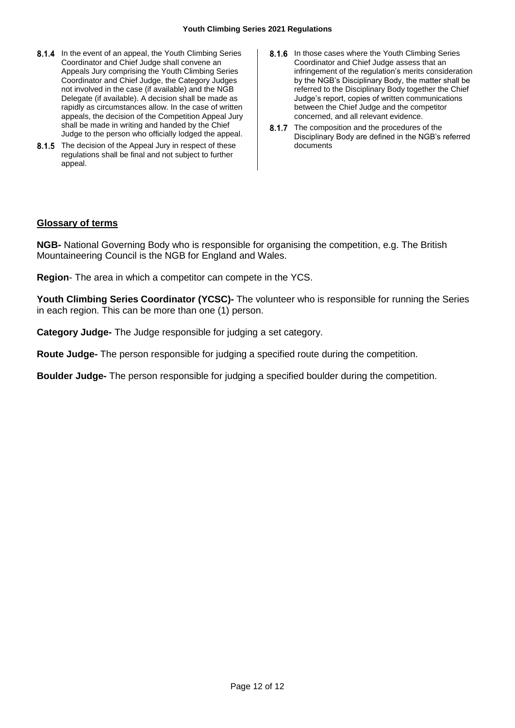**8.1.4** In the event of an appeal, the Youth Climbing Series Coordinator and Chief Judge shall convene an Appeals Jury comprising the Youth Climbing Series Coordinator and Chief Judge, the Category Judges not involved in the case (if available) and the NGB Delegate (if available). A decision shall be made as rapidly as circumstances allow. In the case of written appeals, the decision of the Competition Appeal Jury shall be made in writing and handed by the Chief Judge to the person who officially lodged the appeal.

**8.1.5** The decision of the Appeal Jury in respect of these regulations shall be final and not subject to further appeal.

**8.1.6** In those cases where the Youth Climbing Series Coordinator and Chief Judge assess that an infringement of the regulation's merits consideration by the NGB's Disciplinary Body, the matter shall be referred to the Disciplinary Body together the Chief Judge's report, copies of written communications between the Chief Judge and the competitor concerned, and all relevant evidence.

**8.1.7** The composition and the procedures of the Disciplinary Body are defined in the NGB's referred documents

## Glossary of terms

**NGB-** National Governing Body who is responsible for organising the competition, e.g. The British Mountaineering Council is the NGB for England and Wales.

**Region**- The area in which a competitor can compete in the YCS.

**Youth Climbing Series Coordinator (YCSC)-** The volunteer who is responsible for running the Series in each region. This can be more than one (1) person.

**Category Judge-** The Judge responsible for judging a set category.

**Route Judge-** The person responsible for judging a specified route during the competition.

**Boulder Judge-** The person responsible for judging a specified boulder during the competition.